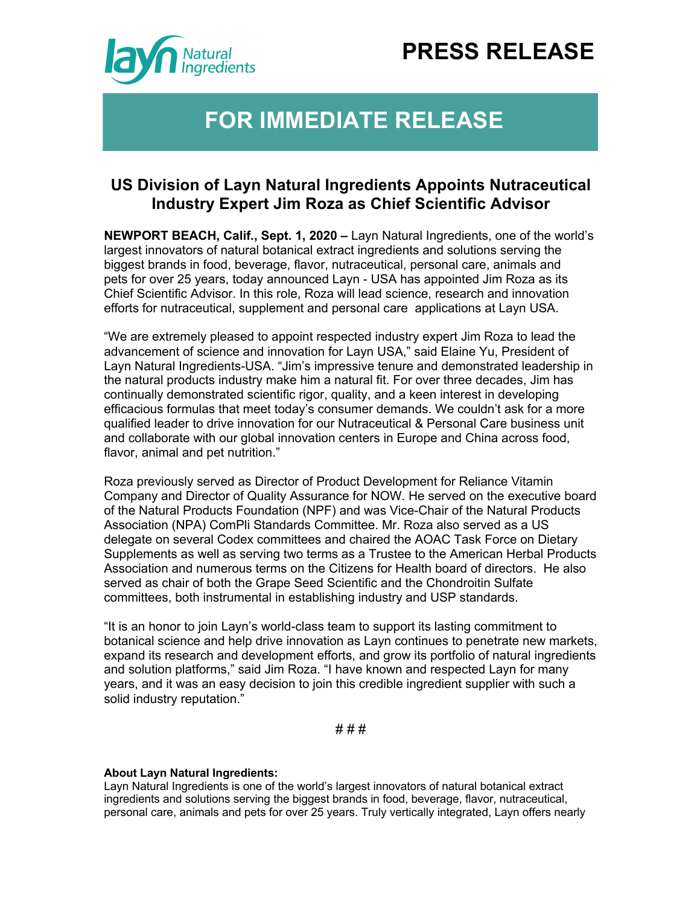# PRESS RELEASE

## FOR IMMEDIATE RELEASE

### US Division of Layn Natural Ingredients Appoints Nutraceutical Industry Expert Jim Roza as Chief Scientific Advisor

**NEWPORT BEACH, Calif., Sept. 1, 2020 –** Layn Natural Ingredients, one of the world's largest innovators of natural botanical extract ingredients and solutions serving the biggest brands in food, beverage, flavor, nutraceutical, personal care, animals and pets for over 25 years, today announced Layn - USA has appointed Jim Roza as its Chief Scientific Advisor. In this role, Roza will lead science, research and innovation efforts for nutraceutical, supplement and personal care applications at Layn USA.

"We are extremely pleased to appoint respected industry expert Jim Roza to lead the advancement of science and innovation for Layn USA," said Elaine Yu, President of Layn Natural Ingredients-USA. "Jim's impressive tenure and demonstrated leadership in the natural products industry make him a natural fit. For over three decades, Jim has continually demonstrated scientific rigor, quality, and a keen interest in developing efficacious formulas that meet today's consumer demands. We couldn't ask for a more qualified leader to drive innovation for our Nutraceutical & Personal Care business unit and collaborate with our global innovation centers in Europe and China across food, flavor, animal and pet nutrition."

Roza previously served as Director of Product Development for Reliance Vitamin Company and Director of Quality Assurance for NOW. He served on the executive board of the Natural Products Foundation (NPF) and was Vice-Chair of the Natural Products Association (NPA) ComPli Standards Committee. Mr. Roza also served as a US delegate on several Codex committees and chaired the AOAC Task Force on Dietary Supplements as well as serving two terms as a Trustee to the American Herbal Products Association and numerous terms on the Citizens for Health board of directors. He also served as chair of both the Grape Seed Scientific and the Chondroitin Sulfate committees, both instrumental in establishing industry and USP standards.

"It is an honor to join Layn's world-class team to support its lasting commitment to botanical science and help drive innovation as Layn continues to penetrate new markets, expand its research and development efforts, and grow its portfolio of natural ingredients and solution platforms," said Jim Roza. "I have known and respected Layn for many years, and it was an easy decision to join this credible ingredient supplier with such a solid industry reputation."

# # #

**About Layn Natural Ingredients:**
Layn Natural Ingredients is one of the world's largest innovators of natural botanical extract ingredients and solutions serving the biggest brands in food, beverage, flavor, nutraceutical, personal care, animals and pets for over 25 years. Truly vertically integrated, Layn offers nearly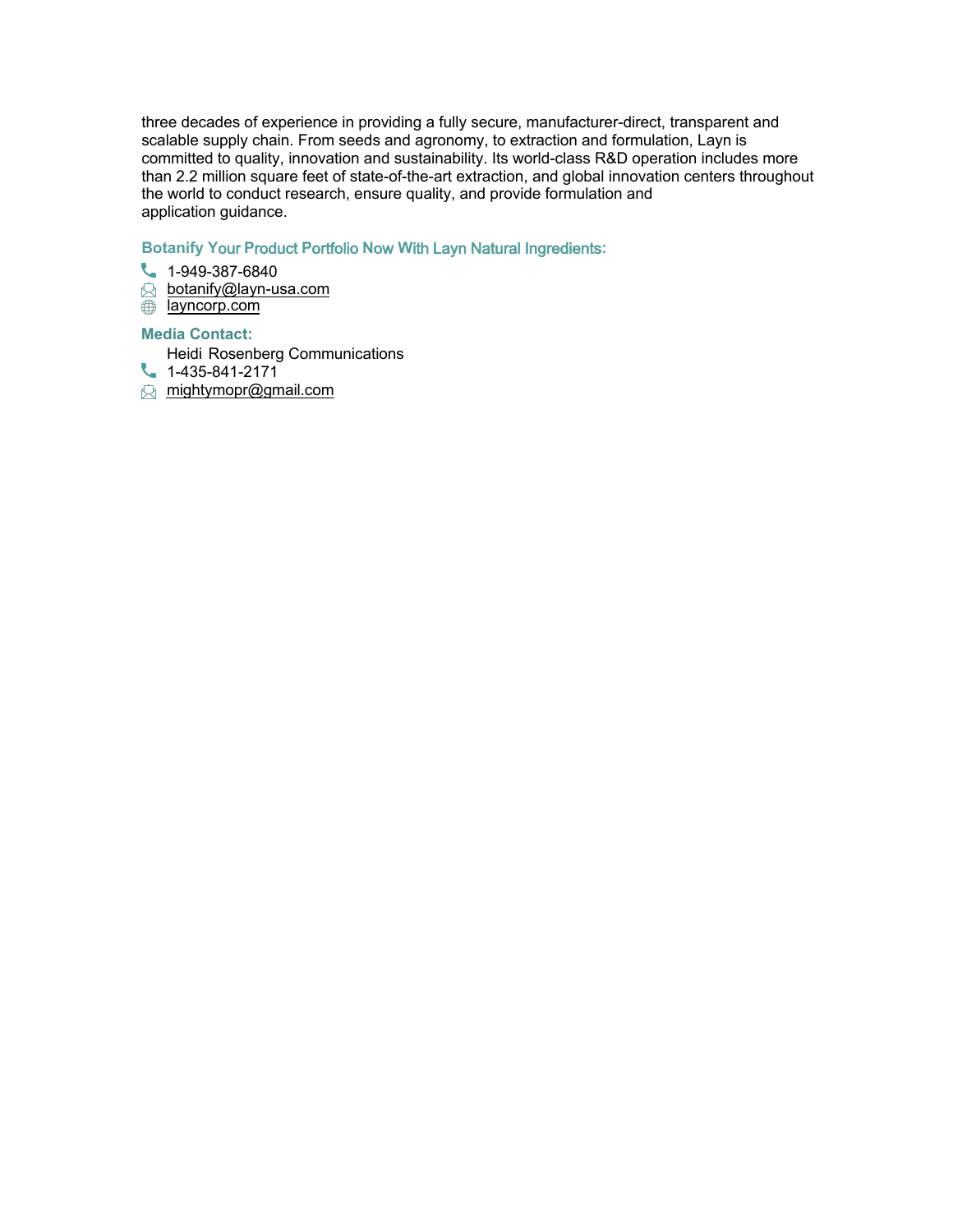three decades of experience in providing a fully secure, manufacturer-direct, transparent and scalable supply chain. From seeds and agronomy, to extraction and formulation, Layn is committed to quality, innovation and sustainability. Its world-class R&D operation includes more than 2.2 million square feet of state-of-the-art extraction, and global innovation centers throughout the world to conduct research, ensure quality, and provide formulation and application guidance.

**Botanify Your Product Portfolio Now With Layn Natural Ingredients:**

1-949-387-6840
botanify@layn-usa.com
layncorp.com

**Media Contact:**

Heidi Rosenberg Communications
1-435-841-2171
mightymopr@gmail.com